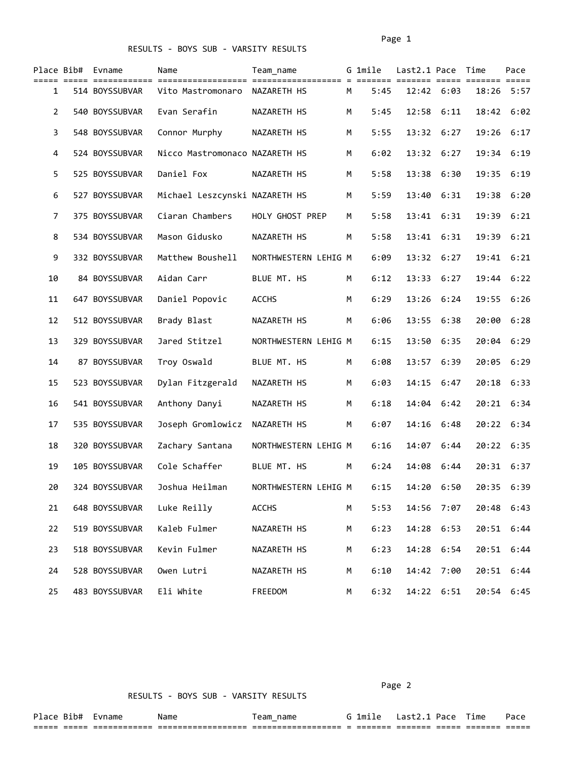## RESULTS - BOYS SUB - VARSITY RESULTS

| Place | Bib# | Evname | Name | Team_name | G | 1mile | Last2.1 | Pace | Time | Pace |
|---|---|---|---|---|---|---|---|---|---|---|
| 1 | 514 | BOYSSUBVAR | Vito Mastromonaro | NAZARETH HS | M | 5:45 | 12:42 | 6:03 | 18:26 | 5:57 |
| 2 | 540 | BOYSSUBVAR | Evan Serafin | NAZARETH HS | M | 5:45 | 12:58 | 6:11 | 18:42 | 6:02 |
| 3 | 548 | BOYSSUBVAR | Connor Murphy | NAZARETH HS | M | 5:55 | 13:32 | 6:27 | 19:26 | 6:17 |
| 4 | 524 | BOYSSUBVAR | Nicco Mastromonaco | NAZARETH HS | M | 6:02 | 13:32 | 6:27 | 19:34 | 6:19 |
| 5 | 525 | BOYSSUBVAR | Daniel Fox | NAZARETH HS | M | 5:58 | 13:38 | 6:30 | 19:35 | 6:19 |
| 6 | 527 | BOYSSUBVAR | Michael Leszcynski | NAZARETH HS | M | 5:59 | 13:40 | 6:31 | 19:38 | 6:20 |
| 7 | 375 | BOYSSUBVAR | Ciaran Chambers | HOLY GHOST PREP | M | 5:58 | 13:41 | 6:31 | 19:39 | 6:21 |
| 8 | 534 | BOYSSUBVAR | Mason Gidusko | NAZARETH HS | M | 5:58 | 13:41 | 6:31 | 19:39 | 6:21 |
| 9 | 332 | BOYSSUBVAR | Matthew Boushell | NORTHWESTERN LEHIG | M | 6:09 | 13:32 | 6:27 | 19:41 | 6:21 |
| 10 | 84 | BOYSSUBVAR | Aidan Carr | BLUE MT. HS | M | 6:12 | 13:33 | 6:27 | 19:44 | 6:22 |
| 11 | 647 | BOYSSUBVAR | Daniel Popovic | ACCHS | M | 6:29 | 13:26 | 6:24 | 19:55 | 6:26 |
| 12 | 512 | BOYSSUBVAR | Brady Blast | NAZARETH HS | M | 6:06 | 13:55 | 6:38 | 20:00 | 6:28 |
| 13 | 329 | BOYSSUBVAR | Jared Stitzel | NORTHWESTERN LEHIG | M | 6:15 | 13:50 | 6:35 | 20:04 | 6:29 |
| 14 | 87 | BOYSSUBVAR | Troy Oswald | BLUE MT. HS | M | 6:08 | 13:57 | 6:39 | 20:05 | 6:29 |
| 15 | 523 | BOYSSUBVAR | Dylan Fitzgerald | NAZARETH HS | M | 6:03 | 14:15 | 6:47 | 20:18 | 6:33 |
| 16 | 541 | BOYSSUBVAR | Anthony Danyi | NAZARETH HS | M | 6:18 | 14:04 | 6:42 | 20:21 | 6:34 |
| 17 | 535 | BOYSSUBVAR | Joseph Gromlowicz | NAZARETH HS | M | 6:07 | 14:16 | 6:48 | 20:22 | 6:34 |
| 18 | 320 | BOYSSUBVAR | Zachary Santana | NORTHWESTERN LEHIG | M | 6:16 | 14:07 | 6:44 | 20:22 | 6:35 |
| 19 | 105 | BOYSSUBVAR | Cole Schaffer | BLUE MT. HS | M | 6:24 | 14:08 | 6:44 | 20:31 | 6:37 |
| 20 | 324 | BOYSSUBVAR | Joshua Heilman | NORTHWESTERN LEHIG | M | 6:15 | 14:20 | 6:50 | 20:35 | 6:39 |
| 21 | 648 | BOYSSUBVAR | Luke Reilly | ACCHS | M | 5:53 | 14:56 | 7:07 | 20:48 | 6:43 |
| 22 | 519 | BOYSSUBVAR | Kaleb Fulmer | NAZARETH HS | M | 6:23 | 14:28 | 6:53 | 20:51 | 6:44 |
| 23 | 518 | BOYSSUBVAR | Kevin Fulmer | NAZARETH HS | M | 6:23 | 14:28 | 6:54 | 20:51 | 6:44 |
| 24 | 528 | BOYSSUBVAR | Owen Lutri | NAZARETH HS | M | 6:10 | 14:42 | 7:00 | 20:51 | 6:44 |
| 25 | 483 | BOYSSUBVAR | Eli White | FREEDOM | M | 6:32 | 14:22 | 6:51 | 20:54 | 6:45 |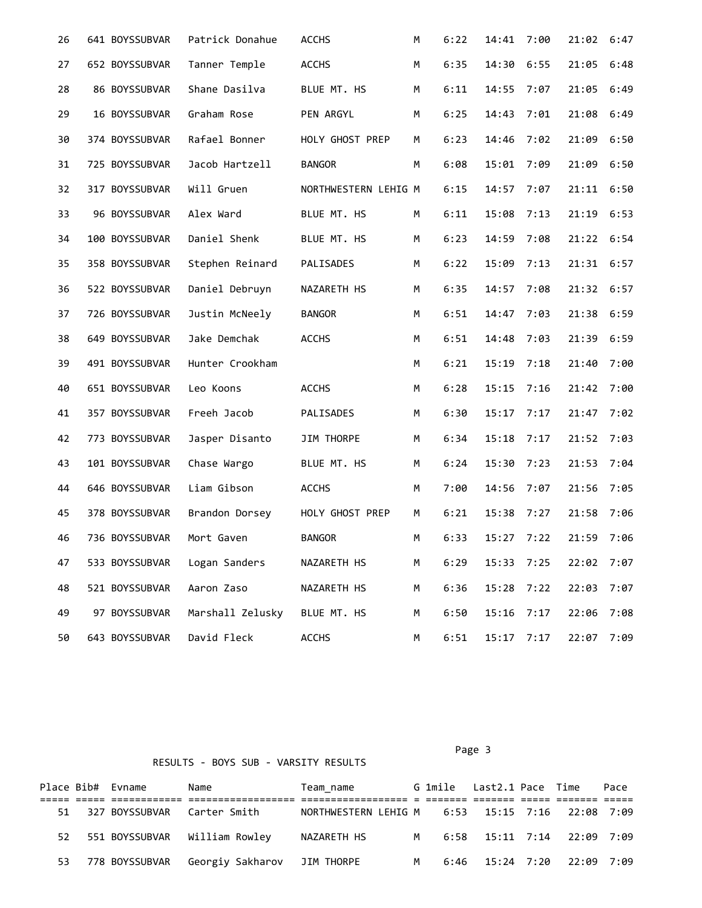| Place | Bib# | Evname | Name | Team_name | G | 1mile | Last2.1 | Pace | Time | Pace |
|---|---|---|---|---|---|---|---|---|---|---|
| 26 | 641 | BOYSSUBVAR | Patrick Donahue | ACCHS | M | 6:22 | 14:41 | 7:00 | 21:02 | 6:47 |
| 27 | 652 | BOYSSUBVAR | Tanner Temple | ACCHS | M | 6:35 | 14:30 | 6:55 | 21:05 | 6:48 |
| 28 | 86 | BOYSSUBVAR | Shane Dasilva | BLUE MT. HS | M | 6:11 | 14:55 | 7:07 | 21:05 | 6:49 |
| 29 | 16 | BOYSSUBVAR | Graham Rose | PEN ARGYL | M | 6:25 | 14:43 | 7:01 | 21:08 | 6:49 |
| 30 | 374 | BOYSSUBVAR | Rafael Bonner | HOLY GHOST PREP | M | 6:23 | 14:46 | 7:02 | 21:09 | 6:50 |
| 31 | 725 | BOYSSUBVAR | Jacob Hartzell | BANGOR | M | 6:08 | 15:01 | 7:09 | 21:09 | 6:50 |
| 32 | 317 | BOYSSUBVAR | Will Gruen | NORTHWESTERN LEHIG | M | 6:15 | 14:57 | 7:07 | 21:11 | 6:50 |
| 33 | 96 | BOYSSUBVAR | Alex Ward | BLUE MT. HS | M | 6:11 | 15:08 | 7:13 | 21:19 | 6:53 |
| 34 | 100 | BOYSSUBVAR | Daniel Shenk | BLUE MT. HS | M | 6:23 | 14:59 | 7:08 | 21:22 | 6:54 |
| 35 | 358 | BOYSSUBVAR | Stephen Reinard | PALISADES | M | 6:22 | 15:09 | 7:13 | 21:31 | 6:57 |
| 36 | 522 | BOYSSUBVAR | Daniel Debruyn | NAZARETH HS | M | 6:35 | 14:57 | 7:08 | 21:32 | 6:57 |
| 37 | 726 | BOYSSUBVAR | Justin McNeely | BANGOR | M | 6:51 | 14:47 | 7:03 | 21:38 | 6:59 |
| 38 | 649 | BOYSSUBVAR | Jake Demchak | ACCHS | M | 6:51 | 14:48 | 7:03 | 21:39 | 6:59 |
| 39 | 491 | BOYSSUBVAR | Hunter Crookham | | M | 6:21 | 15:19 | 7:18 | 21:40 | 7:00 |
| 40 | 651 | BOYSSUBVAR | Leo Koons | ACCHS | M | 6:28 | 15:15 | 7:16 | 21:42 | 7:00 |
| 41 | 357 | BOYSSUBVAR | Freeh Jacob | PALISADES | M | 6:30 | 15:17 | 7:17 | 21:47 | 7:02 |
| 42 | 773 | BOYSSUBVAR | Jasper Disanto | JIM THORPE | M | 6:34 | 15:18 | 7:17 | 21:52 | 7:03 |
| 43 | 101 | BOYSSUBVAR | Chase Wargo | BLUE MT. HS | M | 6:24 | 15:30 | 7:23 | 21:53 | 7:04 |
| 44 | 646 | BOYSSUBVAR | Liam Gibson | ACCHS | M | 7:00 | 14:56 | 7:07 | 21:56 | 7:05 |
| 45 | 378 | BOYSSUBVAR | Brandon Dorsey | HOLY GHOST PREP | M | 6:21 | 15:38 | 7:27 | 21:58 | 7:06 |
| 46 | 736 | BOYSSUBVAR | Mort Gaven | BANGOR | M | 6:33 | 15:27 | 7:22 | 21:59 | 7:06 |
| 47 | 533 | BOYSSUBVAR | Logan Sanders | NAZARETH HS | M | 6:29 | 15:33 | 7:25 | 22:02 | 7:07 |
| 48 | 521 | BOYSSUBVAR | Aaron Zaso | NAZARETH HS | M | 6:36 | 15:28 | 7:22 | 22:03 | 7:07 |
| 49 | 97 | BOYSSUBVAR | Marshall Zelusky | BLUE MT. HS | M | 6:50 | 15:16 | 7:17 | 22:06 | 7:08 |
| 50 | 643 | BOYSSUBVAR | David Fleck | ACCHS | M | 6:51 | 15:17 | 7:17 | 22:07 | 7:09 |

RESULTS - BOYS SUB - VARSITY RESULTS

| Place | Bib# | Evname | Name | Team_name | G | 1mile | Last2.1 | Pace | Time | Pace |
|---|---|---|---|---|---|---|---|---|---|---|
| 51 | 327 | BOYSSUBVAR | Carter Smith | NORTHWESTERN LEHIG | M | 6:53 | 15:15 | 7:16 | 22:08 | 7:09 |
| 52 | 551 | BOYSSUBVAR | William Rowley | NAZARETH HS | M | 6:58 | 15:11 | 7:14 | 22:09 | 7:09 |
| 53 | 778 | BOYSSUBVAR | Georgiy Sakharov | JIM THORPE | M | 6:46 | 15:24 | 7:20 | 22:09 | 7:09 |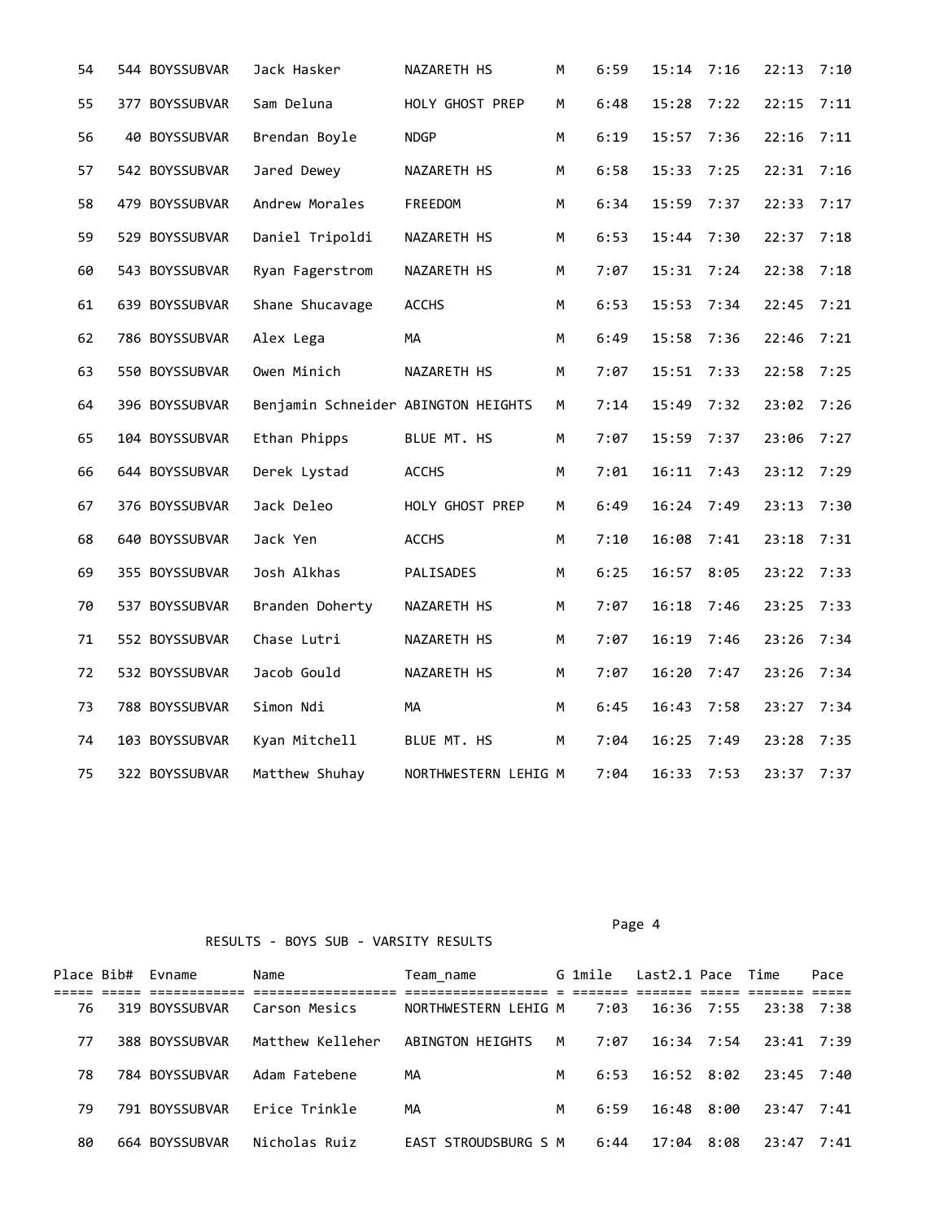| Place | Bib# | Evname | Name | Team_name | G | 1mile | Last2.1 | Pace | Time | Pace |
|---|---|---|---|---|---|---|---|---|---|---|
| 54 | 544 | BOYSSUBVAR | Jack Hasker | NAZARETH HS | M | 6:59 | 15:14 | 7:16 | 22:13 | 7:10 |
| 55 | 377 | BOYSSUBVAR | Sam Deluna | HOLY GHOST PREP | M | 6:48 | 15:28 | 7:22 | 22:15 | 7:11 |
| 56 | 40 | BOYSSUBVAR | Brendan Boyle | NDGP | M | 6:19 | 15:57 | 7:36 | 22:16 | 7:11 |
| 57 | 542 | BOYSSUBVAR | Jared Dewey | NAZARETH HS | M | 6:58 | 15:33 | 7:25 | 22:31 | 7:16 |
| 58 | 479 | BOYSSUBVAR | Andrew Morales | FREEDOM | M | 6:34 | 15:59 | 7:37 | 22:33 | 7:17 |
| 59 | 529 | BOYSSUBVAR | Daniel Tripoldi | NAZARETH HS | M | 6:53 | 15:44 | 7:30 | 22:37 | 7:18 |
| 60 | 543 | BOYSSUBVAR | Ryan Fagerstrom | NAZARETH HS | M | 7:07 | 15:31 | 7:24 | 22:38 | 7:18 |
| 61 | 639 | BOYSSUBVAR | Shane Shucavage | ACCHS | M | 6:53 | 15:53 | 7:34 | 22:45 | 7:21 |
| 62 | 786 | BOYSSUBVAR | Alex Lega | MA | M | 6:49 | 15:58 | 7:36 | 22:46 | 7:21 |
| 63 | 550 | BOYSSUBVAR | Owen Minich | NAZARETH HS | M | 7:07 | 15:51 | 7:33 | 22:58 | 7:25 |
| 64 | 396 | BOYSSUBVAR | Benjamin Schneider | ABINGTON HEIGHTS | M | 7:14 | 15:49 | 7:32 | 23:02 | 7:26 |
| 65 | 104 | BOYSSUBVAR | Ethan Phipps | BLUE MT. HS | M | 7:07 | 15:59 | 7:37 | 23:06 | 7:27 |
| 66 | 644 | BOYSSUBVAR | Derek Lystad | ACCHS | M | 7:01 | 16:11 | 7:43 | 23:12 | 7:29 |
| 67 | 376 | BOYSSUBVAR | Jack Deleo | HOLY GHOST PREP | M | 6:49 | 16:24 | 7:49 | 23:13 | 7:30 |
| 68 | 640 | BOYSSUBVAR | Jack Yen | ACCHS | M | 7:10 | 16:08 | 7:41 | 23:18 | 7:31 |
| 69 | 355 | BOYSSUBVAR | Josh Alkhas | PALISADES | M | 6:25 | 16:57 | 8:05 | 23:22 | 7:33 |
| 70 | 537 | BOYSSUBVAR | Branden Doherty | NAZARETH HS | M | 7:07 | 16:18 | 7:46 | 23:25 | 7:33 |
| 71 | 552 | BOYSSUBVAR | Chase Lutri | NAZARETH HS | M | 7:07 | 16:19 | 7:46 | 23:26 | 7:34 |
| 72 | 532 | BOYSSUBVAR | Jacob Gould | NAZARETH HS | M | 7:07 | 16:20 | 7:47 | 23:26 | 7:34 |
| 73 | 788 | BOYSSUBVAR | Simon Ndi | MA | M | 6:45 | 16:43 | 7:58 | 23:27 | 7:34 |
| 74 | 103 | BOYSSUBVAR | Kyan Mitchell | BLUE MT. HS | M | 7:04 | 16:25 | 7:49 | 23:28 | 7:35 |
| 75 | 322 | BOYSSUBVAR | Matthew Shuhay | NORTHWESTERN LEHIG | M | 7:04 | 16:33 | 7:53 | 23:37 | 7:37 |

RESULTS - BOYS SUB - VARSITY RESULTS

| Place | Bib# | Evname | Name | Team_name | G | 1mile | Last2.1 | Pace | Time | Pace |
|---|---|---|---|---|---|---|---|---|---|---|
| 76 | 319 | BOYSSUBVAR | Carson Mesics | NORTHWESTERN LEHIG | M | 7:03 | 16:36 | 7:55 | 23:38 | 7:38 |
| 77 | 388 | BOYSSUBVAR | Matthew Kelleher | ABINGTON HEIGHTS | M | 7:07 | 16:34 | 7:54 | 23:41 | 7:39 |
| 78 | 784 | BOYSSUBVAR | Adam Fatebene | MA | M | 6:53 | 16:52 | 8:02 | 23:45 | 7:40 |
| 79 | 791 | BOYSSUBVAR | Erice Trinkle | MA | M | 6:59 | 16:48 | 8:00 | 23:47 | 7:41 |
| 80 | 664 | BOYSSUBVAR | Nicholas Ruiz | EAST STROUDSBURG S | M | 6:44 | 17:04 | 8:08 | 23:47 | 7:41 |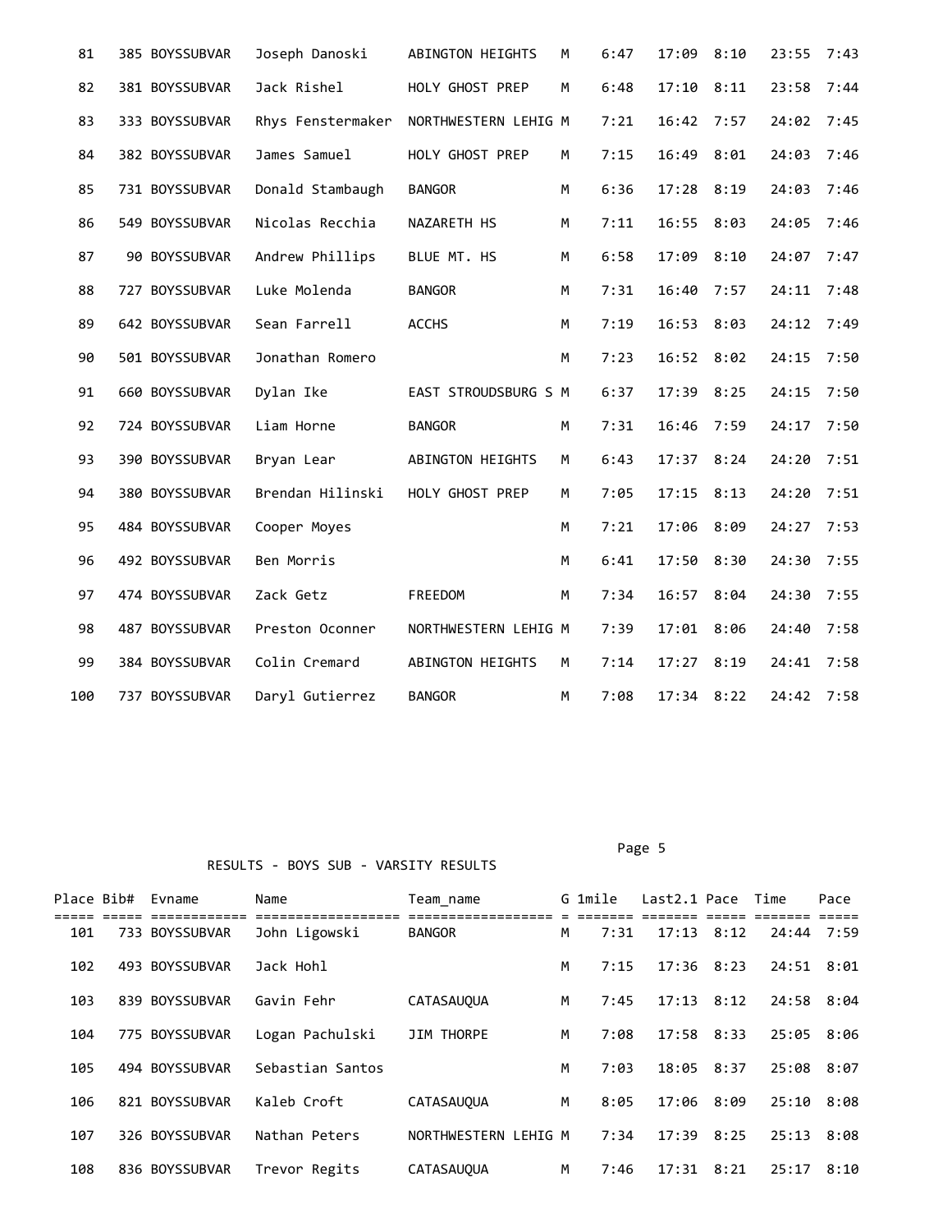| Place | Bib# | Evname | Name | Team_name | G | 1mile | Last2.1 | Pace | Time | Pace |
|---|---|---|---|---|---|---|---|---|---|---|
| 81 | 385 | BOYSSUBVAR | Joseph Danoski | ABINGTON HEIGHTS | M | 6:47 | 17:09 | 8:10 | 23:55 | 7:43 |
| 82 | 381 | BOYSSUBVAR | Jack Rishel | HOLY GHOST PREP | M | 6:48 | 17:10 | 8:11 | 23:58 | 7:44 |
| 83 | 333 | BOYSSUBVAR | Rhys Fenstermaker | NORTHWESTERN LEHIG | M | 7:21 | 16:42 | 7:57 | 24:02 | 7:45 |
| 84 | 382 | BOYSSUBVAR | James Samuel | HOLY GHOST PREP | M | 7:15 | 16:49 | 8:01 | 24:03 | 7:46 |
| 85 | 731 | BOYSSUBVAR | Donald Stambaugh | BANGOR | M | 6:36 | 17:28 | 8:19 | 24:03 | 7:46 |
| 86 | 549 | BOYSSUBVAR | Nicolas Recchia | NAZARETH HS | M | 7:11 | 16:55 | 8:03 | 24:05 | 7:46 |
| 87 | 90 | BOYSSUBVAR | Andrew Phillips | BLUE MT. HS | M | 6:58 | 17:09 | 8:10 | 24:07 | 7:47 |
| 88 | 727 | BOYSSUBVAR | Luke Molenda | BANGOR | M | 7:31 | 16:40 | 7:57 | 24:11 | 7:48 |
| 89 | 642 | BOYSSUBVAR | Sean Farrell | ACCHS | M | 7:19 | 16:53 | 8:03 | 24:12 | 7:49 |
| 90 | 501 | BOYSSUBVAR | Jonathan Romero | | M | 7:23 | 16:52 | 8:02 | 24:15 | 7:50 |
| 91 | 660 | BOYSSUBVAR | Dylan Ike | EAST STROUDSBURG S | M | 6:37 | 17:39 | 8:25 | 24:15 | 7:50 |
| 92 | 724 | BOYSSUBVAR | Liam Horne | BANGOR | M | 7:31 | 16:46 | 7:59 | 24:17 | 7:50 |
| 93 | 390 | BOYSSUBVAR | Bryan Lear | ABINGTON HEIGHTS | M | 6:43 | 17:37 | 8:24 | 24:20 | 7:51 |
| 94 | 380 | BOYSSUBVAR | Brendan Hilinski | HOLY GHOST PREP | M | 7:05 | 17:15 | 8:13 | 24:20 | 7:51 |
| 95 | 484 | BOYSSUBVAR | Cooper Moyes | | M | 7:21 | 17:06 | 8:09 | 24:27 | 7:53 |
| 96 | 492 | BOYSSUBVAR | Ben Morris | | M | 6:41 | 17:50 | 8:30 | 24:30 | 7:55 |
| 97 | 474 | BOYSSUBVAR | Zack Getz | FREEDOM | M | 7:34 | 16:57 | 8:04 | 24:30 | 7:55 |
| 98 | 487 | BOYSSUBVAR | Preston Oconner | NORTHWESTERN LEHIG | M | 7:39 | 17:01 | 8:06 | 24:40 | 7:58 |
| 99 | 384 | BOYSSUBVAR | Colin Cremard | ABINGTON HEIGHTS | M | 7:14 | 17:27 | 8:19 | 24:41 | 7:58 |
| 100 | 737 | BOYSSUBVAR | Daryl Gutierrez | BANGOR | M | 7:08 | 17:34 | 8:22 | 24:42 | 7:58 |

RESULTS - BOYS SUB - VARSITY RESULTS

| Place | Bib# | Evname | Name | Team_name | G | 1mile | Last2.1 | Pace | Time | Pace |
|---|---|---|---|---|---|---|---|---|---|---|
| 101 | 733 | BOYSSUBVAR | John Ligowski | BANGOR | M | 7:31 | 17:13 | 8:12 | 24:44 | 7:59 |
| 102 | 493 | BOYSSUBVAR | Jack Hohl | | M | 7:15 | 17:36 | 8:23 | 24:51 | 8:01 |
| 103 | 839 | BOYSSUBVAR | Gavin Fehr | CATASAUQUA | M | 7:45 | 17:13 | 8:12 | 24:58 | 8:04 |
| 104 | 775 | BOYSSUBVAR | Logan Pachulski | JIM THORPE | M | 7:08 | 17:58 | 8:33 | 25:05 | 8:06 |
| 105 | 494 | BOYSSUBVAR | Sebastian Santos | | M | 7:03 | 18:05 | 8:37 | 25:08 | 8:07 |
| 106 | 821 | BOYSSUBVAR | Kaleb Croft | CATASAUQUA | M | 8:05 | 17:06 | 8:09 | 25:10 | 8:08 |
| 107 | 326 | BOYSSUBVAR | Nathan Peters | NORTHWESTERN LEHIG | M | 7:34 | 17:39 | 8:25 | 25:13 | 8:08 |
| 108 | 836 | BOYSSUBVAR | Trevor Regits | CATASAUQUA | M | 7:46 | 17:31 | 8:21 | 25:17 | 8:10 |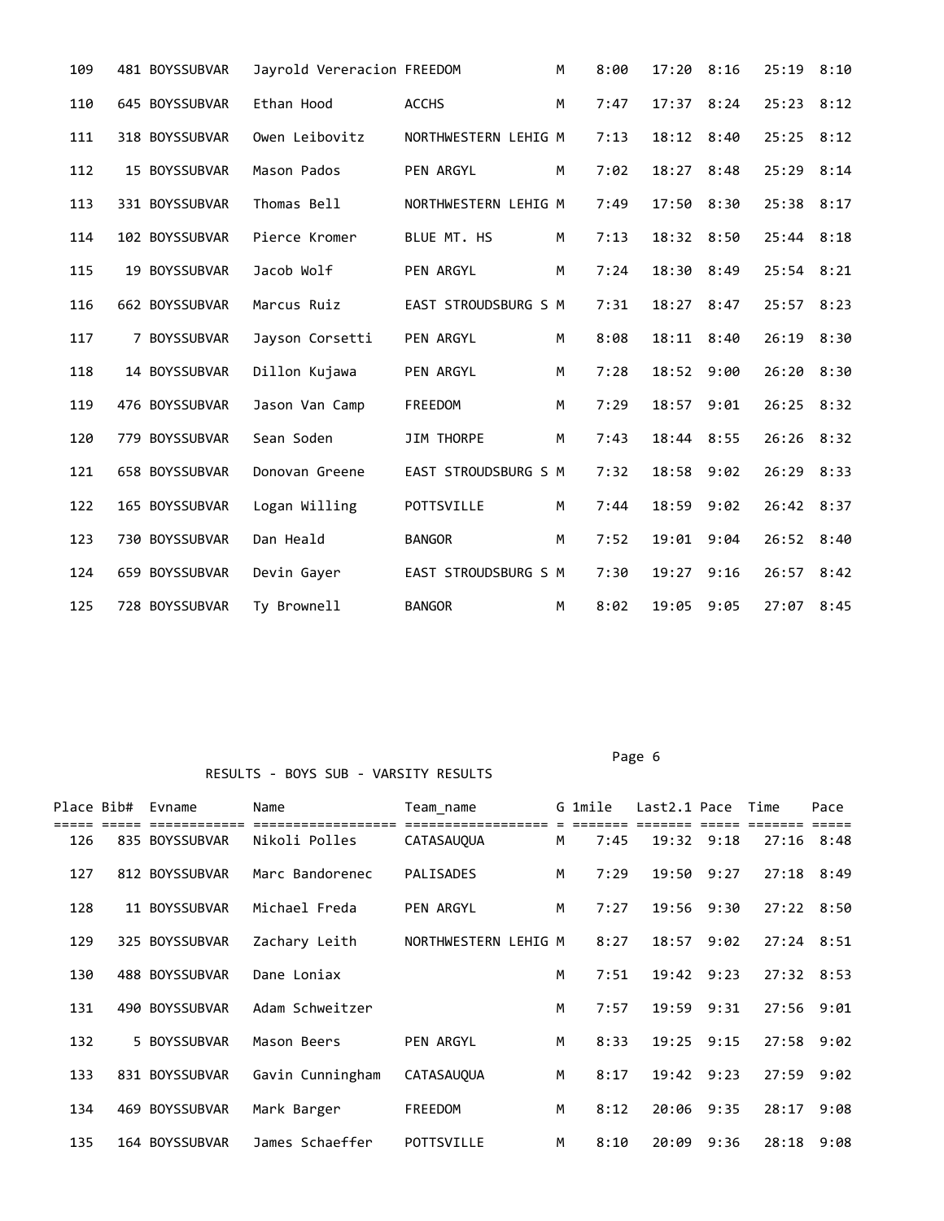| Place | Bib# | Evname | Name | Team_name | G | 1mile | Last2.1 | Pace | Time | Pace |
|---|---|---|---|---|---|---|---|---|---|---|
| 109 | 481 | BOYSSUBVAR | Jayrold Vereracion | FREEDOM | M | 8:00 | 17:20 | 8:16 | 25:19 | 8:10 |
| 110 | 645 | BOYSSUBVAR | Ethan Hood | ACCHS | M | 7:47 | 17:37 | 8:24 | 25:23 | 8:12 |
| 111 | 318 | BOYSSUBVAR | Owen Leibovitz | NORTHWESTERN LEHIG | M | 7:13 | 18:12 | 8:40 | 25:25 | 8:12 |
| 112 | 15 | BOYSSUBVAR | Mason Pados | PEN ARGYL | M | 7:02 | 18:27 | 8:48 | 25:29 | 8:14 |
| 113 | 331 | BOYSSUBVAR | Thomas Bell | NORTHWESTERN LEHIG | M | 7:49 | 17:50 | 8:30 | 25:38 | 8:17 |
| 114 | 102 | BOYSSUBVAR | Pierce Kromer | BLUE MT. HS | M | 7:13 | 18:32 | 8:50 | 25:44 | 8:18 |
| 115 | 19 | BOYSSUBVAR | Jacob Wolf | PEN ARGYL | M | 7:24 | 18:30 | 8:49 | 25:54 | 8:21 |
| 116 | 662 | BOYSSUBVAR | Marcus Ruiz | EAST STROUDSBURG S | M | 7:31 | 18:27 | 8:47 | 25:57 | 8:23 |
| 117 | 7 | BOYSSUBVAR | Jayson Corsetti | PEN ARGYL | M | 8:08 | 18:11 | 8:40 | 26:19 | 8:30 |
| 118 | 14 | BOYSSUBVAR | Dillon Kujawa | PEN ARGYL | M | 7:28 | 18:52 | 9:00 | 26:20 | 8:30 |
| 119 | 476 | BOYSSUBVAR | Jason Van Camp | FREEDOM | M | 7:29 | 18:57 | 9:01 | 26:25 | 8:32 |
| 120 | 779 | BOYSSUBVAR | Sean Soden | JIM THORPE | M | 7:43 | 18:44 | 8:55 | 26:26 | 8:32 |
| 121 | 658 | BOYSSUBVAR | Donovan Greene | EAST STROUDSBURG S | M | 7:32 | 18:58 | 9:02 | 26:29 | 8:33 |
| 122 | 165 | BOYSSUBVAR | Logan Willing | POTTSVILLE | M | 7:44 | 18:59 | 9:02 | 26:42 | 8:37 |
| 123 | 730 | BOYSSUBVAR | Dan Heald | BANGOR | M | 7:52 | 19:01 | 9:04 | 26:52 | 8:40 |
| 124 | 659 | BOYSSUBVAR | Devin Gayer | EAST STROUDSBURG S | M | 7:30 | 19:27 | 9:16 | 26:57 | 8:42 |
| 125 | 728 | BOYSSUBVAR | Ty Brownell | BANGOR | M | 8:02 | 19:05 | 9:05 | 27:07 | 8:45 |

RESULTS - BOYS SUB - VARSITY RESULTS

| Place | Bib# | Evname | Name | Team_name | G | 1mile | Last2.1 | Pace | Time | Pace |
|---|---|---|---|---|---|---|---|---|---|---|
| 126 | 835 | BOYSSUBVAR | Nikoli Polles | CATASAUQUA | M | 7:45 | 19:32 | 9:18 | 27:16 | 8:48 |
| 127 | 812 | BOYSSUBVAR | Marc Bandorenec | PALISADES | M | 7:29 | 19:50 | 9:27 | 27:18 | 8:49 |
| 128 | 11 | BOYSSUBVAR | Michael Freda | PEN ARGYL | M | 7:27 | 19:56 | 9:30 | 27:22 | 8:50 |
| 129 | 325 | BOYSSUBVAR | Zachary Leith | NORTHWESTERN LEHIG | M | 8:27 | 18:57 | 9:02 | 27:24 | 8:51 |
| 130 | 488 | BOYSSUBVAR | Dane Loniax | | M | 7:51 | 19:42 | 9:23 | 27:32 | 8:53 |
| 131 | 490 | BOYSSUBVAR | Adam Schweitzer | | M | 7:57 | 19:59 | 9:31 | 27:56 | 9:01 |
| 132 | 5 | BOYSSUBVAR | Mason Beers | PEN ARGYL | M | 8:33 | 19:25 | 9:15 | 27:58 | 9:02 |
| 133 | 831 | BOYSSUBVAR | Gavin Cunningham | CATASAUQUA | M | 8:17 | 19:42 | 9:23 | 27:59 | 9:02 |
| 134 | 469 | BOYSSUBVAR | Mark Barger | FREEDOM | M | 8:12 | 20:06 | 9:35 | 28:17 | 9:08 |
| 135 | 164 | BOYSSUBVAR | James Schaeffer | POTTSVILLE | M | 8:10 | 20:09 | 9:36 | 28:18 | 9:08 |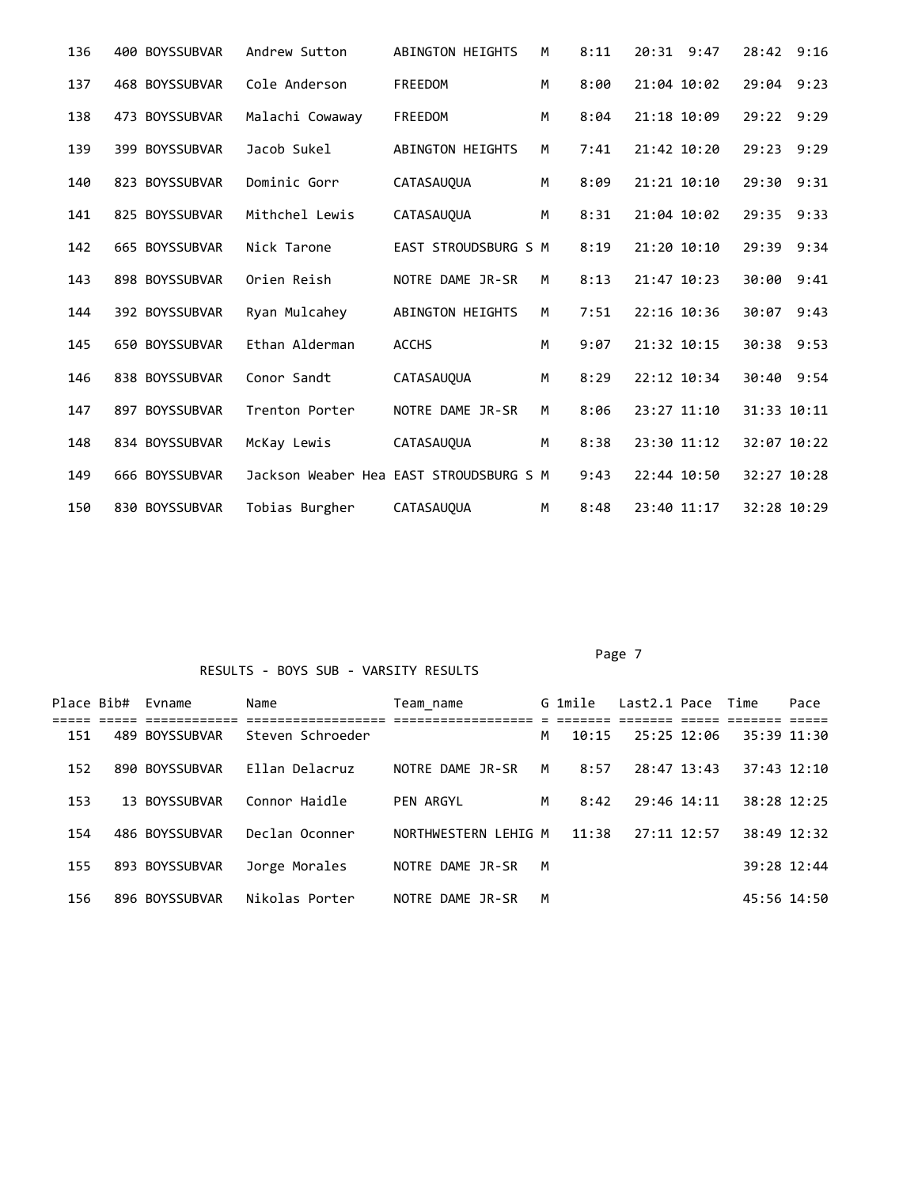| Place | Bib# | Evname | Name | Team_name | G | 1mile | Last2.1 | Pace | Time | Pace |
|---|---|---|---|---|---|---|---|---|---|---|
| 136 | 400 | BOYSSUBVAR | Andrew Sutton | ABINGTON HEIGHTS | M | 8:11 | 20:31 | 9:47 | 28:42 | 9:16 |
| 137 | 468 | BOYSSUBVAR | Cole Anderson | FREEDOM | M | 8:00 | 21:04 | 10:02 | 29:04 | 9:23 |
| 138 | 473 | BOYSSUBVAR | Malachi Cowaway | FREEDOM | M | 8:04 | 21:18 | 10:09 | 29:22 | 9:29 |
| 139 | 399 | BOYSSUBVAR | Jacob Sukel | ABINGTON HEIGHTS | M | 7:41 | 21:42 | 10:20 | 29:23 | 9:29 |
| 140 | 823 | BOYSSUBVAR | Dominic Gorr | CATASAUQUA | M | 8:09 | 21:21 | 10:10 | 29:30 | 9:31 |
| 141 | 825 | BOYSSUBVAR | Mithchel Lewis | CATASAUQUA | M | 8:31 | 21:04 | 10:02 | 29:35 | 9:33 |
| 142 | 665 | BOYSSUBVAR | Nick Tarone | EAST STROUDSBURG S | M | 8:19 | 21:20 | 10:10 | 29:39 | 9:34 |
| 143 | 898 | BOYSSUBVAR | Orien Reish | NOTRE DAME JR-SR | M | 8:13 | 21:47 | 10:23 | 30:00 | 9:41 |
| 144 | 392 | BOYSSUBVAR | Ryan Mulcahey | ABINGTON HEIGHTS | M | 7:51 | 22:16 | 10:36 | 30:07 | 9:43 |
| 145 | 650 | BOYSSUBVAR | Ethan Alderman | ACCHS | M | 9:07 | 21:32 | 10:15 | 30:38 | 9:53 |
| 146 | 838 | BOYSSUBVAR | Conor Sandt | CATASAUQUA | M | 8:29 | 22:12 | 10:34 | 30:40 | 9:54 |
| 147 | 897 | BOYSSUBVAR | Trenton Porter | NOTRE DAME JR-SR | M | 8:06 | 23:27 | 11:10 | 31:33 | 10:11 |
| 148 | 834 | BOYSSUBVAR | McKay Lewis | CATASAUQUA | M | 8:38 | 23:30 | 11:12 | 32:07 | 10:22 |
| 149 | 666 | BOYSSUBVAR | Jackson Weaber Hea | EAST STROUDSBURG S | M | 9:43 | 22:44 | 10:50 | 32:27 | 10:28 |
| 150 | 830 | BOYSSUBVAR | Tobias Burgher | CATASAUQUA | M | 8:48 | 23:40 | 11:17 | 32:28 | 10:29 |

RESULTS - BOYS SUB - VARSITY RESULTS

| Place | Bib# | Evname | Name | Team_name | G | 1mile | Last2.1 | Pace | Time | Pace |
|---|---|---|---|---|---|---|---|---|---|---|
| 151 | 489 | BOYSSUBVAR | Steven Schroeder | | M | 10:15 | 25:25 | 12:06 | 35:39 | 11:30 |
| 152 | 890 | BOYSSUBVAR | Ellan Delacruz | NOTRE DAME JR-SR | M | 8:57 | 28:47 | 13:43 | 37:43 | 12:10 |
| 153 | 13 | BOYSSUBVAR | Connor Haidle | PEN ARGYL | M | 8:42 | 29:46 | 14:11 | 38:28 | 12:25 |
| 154 | 486 | BOYSSUBVAR | Declan Oconner | NORTHWESTERN LEHIG | M | 11:38 | 27:11 | 12:57 | 38:49 | 12:32 |
| 155 | 893 | BOYSSUBVAR | Jorge Morales | NOTRE DAME JR-SR | M | | | | 39:28 | 12:44 |
| 156 | 896 | BOYSSUBVAR | Nikolas Porter | NOTRE DAME JR-SR | M | | | | 45:56 | 14:50 |